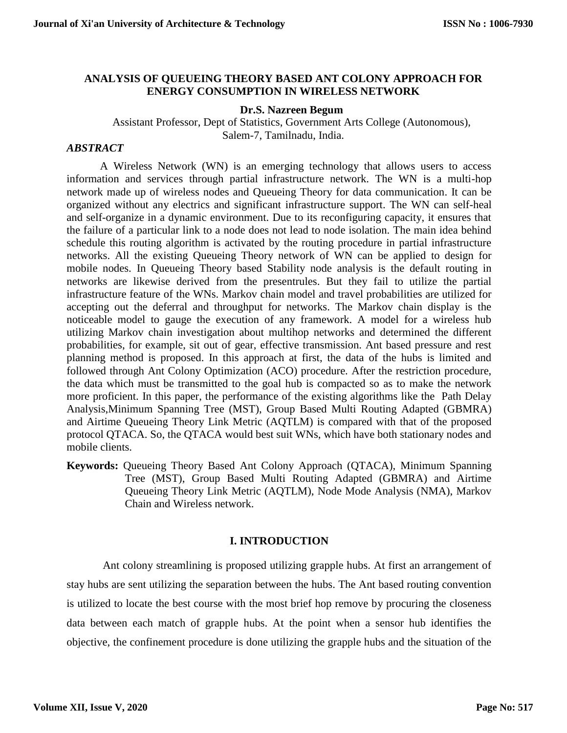# ANALYSIS OF QUEUEING THEORY BASED ANT COLONY APPROACH FOR ENERGY CONSUMPTION IN WIRELESS NETWORK

**Dr.S. Nazreen Begum**

Assistant Professor, Dept of Statistics, Government Arts College (Autonomous), Salem-7, Tamilnadu, India.

***ABSTRACT***

A Wireless Network (WN) is an emerging technology that allows users to access information and services through partial infrastructure network. The WN is a multi-hop network made up of wireless nodes and Queueing Theory for data communication. It can be organized without any electrics and significant infrastructure support. The WN can self-heal and self-organize in a dynamic environment. Due to its reconfiguring capacity, it ensures that the failure of a particular link to a node does not lead to node isolation. The main idea behind schedule this routing algorithm is activated by the routing procedure in partial infrastructure networks. All the existing Queueing Theory network of WN can be applied to design for mobile nodes. In Queueing Theory based Stability node analysis is the default routing in networks are likewise derived from the presentrules. But they fail to utilize the partial infrastructure feature of the WNs. Markov chain model and travel probabilities are utilized for accepting out the deferral and throughput for networks. The Markov chain display is the noticeable model to gauge the execution of any framework. A model for a wireless hub utilizing Markov chain investigation about multihop networks and determined the different probabilities, for example, sit out of gear, effective transmission. Ant based pressure and rest planning method is proposed. In this approach at first, the data of the hubs is limited and followed through Ant Colony Optimization (ACO) procedure. After the restriction procedure, the data which must be transmitted to the goal hub is compacted so as to make the network more proficient. In this paper, the performance of the existing algorithms like the Path Delay Analysis,Minimum Spanning Tree (MST), Group Based Multi Routing Adapted (GBMRA) and Airtime Queueing Theory Link Metric (AQTLM) is compared with that of the proposed protocol QTACA. So, the QTACA would best suit WNs, which have both stationary nodes and mobile clients.

**Keywords:** Queueing Theory Based Ant Colony Approach (QTACA), Minimum Spanning Tree (MST), Group Based Multi Routing Adapted (GBMRA) and Airtime Queueing Theory Link Metric (AQTLM), Node Mode Analysis (NMA), Markov Chain and Wireless network.

## I. INTRODUCTION

Ant colony streamlining is proposed utilizing grapple hubs. At first an arrangement of stay hubs are sent utilizing the separation between the hubs. The Ant based routing convention is utilized to locate the best course with the most brief hop remove by procuring the closeness data between each match of grapple hubs. At the point when a sensor hub identifies the objective, the confinement procedure is done utilizing the grapple hubs and the situation of the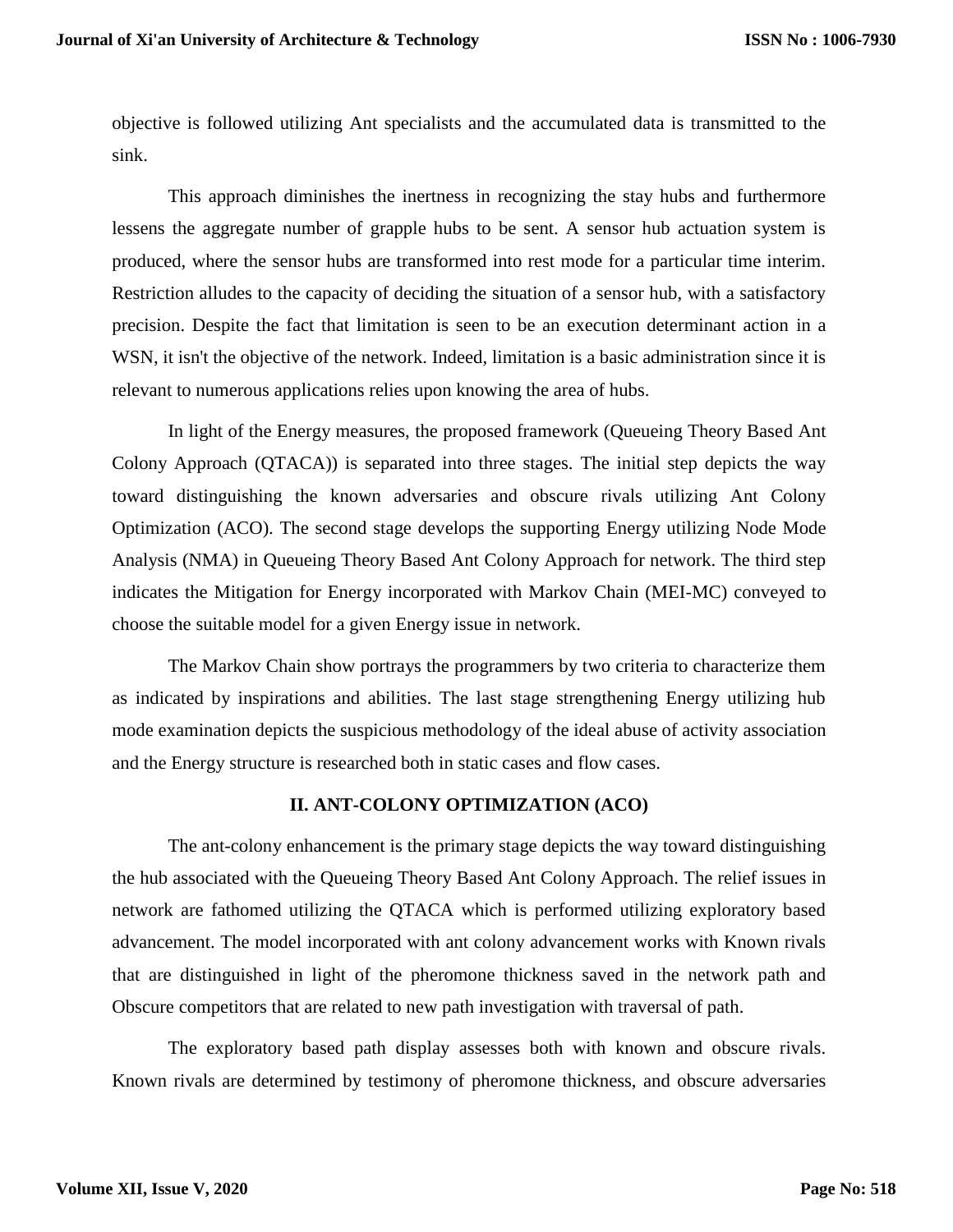objective is followed utilizing Ant specialists and the accumulated data is transmitted to the sink.

This approach diminishes the inertness in recognizing the stay hubs and furthermore lessens the aggregate number of grapple hubs to be sent. A sensor hub actuation system is produced, where the sensor hubs are transformed into rest mode for a particular time interim. Restriction alludes to the capacity of deciding the situation of a sensor hub, with a satisfactory precision. Despite the fact that limitation is seen to be an execution determinant action in a WSN, it isn't the objective of the network. Indeed, limitation is a basic administration since it is relevant to numerous applications relies upon knowing the area of hubs.

In light of the Energy measures, the proposed framework (Queueing Theory Based Ant Colony Approach (QTACA)) is separated into three stages. The initial step depicts the way toward distinguishing the known adversaries and obscure rivals utilizing Ant Colony Optimization (ACO). The second stage develops the supporting Energy utilizing Node Mode Analysis (NMA) in Queueing Theory Based Ant Colony Approach for network. The third step indicates the Mitigation for Energy incorporated with Markov Chain (MEI-MC) conveyed to choose the suitable model for a given Energy issue in network.

The Markov Chain show portrays the programmers by two criteria to characterize them as indicated by inspirations and abilities. The last stage strengthening Energy utilizing hub mode examination depicts the suspicious methodology of the ideal abuse of activity association and the Energy structure is researched both in static cases and flow cases.

## II. ANT-COLONY OPTIMIZATION (ACO)

The ant-colony enhancement is the primary stage depicts the way toward distinguishing the hub associated with the Queueing Theory Based Ant Colony Approach. The relief issues in network are fathomed utilizing the QTACA which is performed utilizing exploratory based advancement. The model incorporated with ant colony advancement works with Known rivals that are distinguished in light of the pheromone thickness saved in the network path and Obscure competitors that are related to new path investigation with traversal of path.

The exploratory based path display assesses both with known and obscure rivals. Known rivals are determined by testimony of pheromone thickness, and obscure adversaries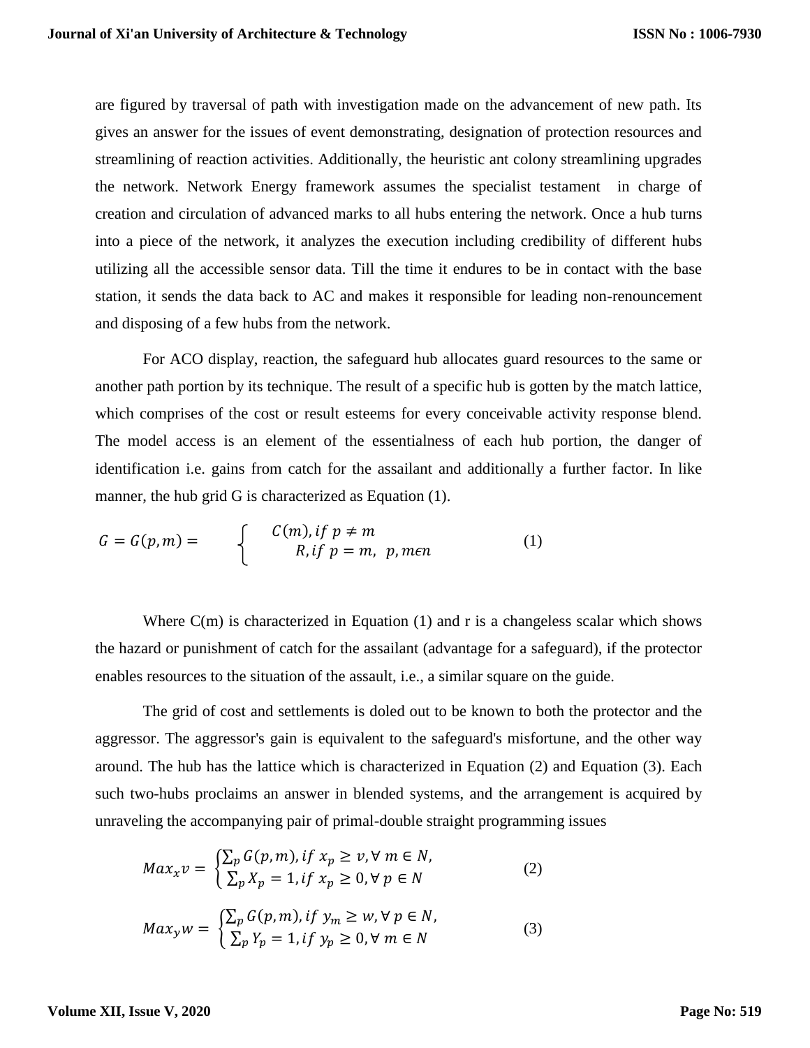are figured by traversal of path with investigation made on the advancement of new path. Its gives an answer for the issues of event demonstrating, designation of protection resources and streamlining of reaction activities. Additionally, the heuristic ant colony streamlining upgrades the network. Network Energy framework assumes the specialist testament in charge of creation and circulation of advanced marks to all hubs entering the network. Once a hub turns into a piece of the network, it analyzes the execution including credibility of different hubs utilizing all the accessible sensor data. Till the time it endures to be in contact with the base station, it sends the data back to AC and makes it responsible for leading non-renouncement and disposing of a few hubs from the network.

For ACO display, reaction, the safeguard hub allocates guard resources to the same or another path portion by its technique. The result of a specific hub is gotten by the match lattice, which comprises of the cost or result esteems for every conceivable activity response blend. The model access is an element of the essentialness of each hub portion, the danger of identification i.e. gains from catch for the assailant and additionally a further factor. In like manner, the hub grid G is characterized as Equation (1).

$$G = G(p,m) = \begin{cases} C(m), if\ p \neq m \\ R, if\ p = m,\ \ p, m \epsilon n \end{cases} \qquad (1)$$

Where C(m) is characterized in Equation (1) and r is a changeless scalar which shows the hazard or punishment of catch for the assailant (advantage for a safeguard), if the protector enables resources to the situation of the assault, i.e., a similar square on the guide.

The grid of cost and settlements is doled out to be known to both the protector and the aggressor. The aggressor's gain is equivalent to the safeguard's misfortune, and the other way around. The hub has the lattice which is characterized in Equation (2) and Equation (3). Each such two-hubs proclaims an answer in blended systems, and the arrangement is acquired by unraveling the accompanying pair of primal-double straight programming issues

$$Max_x v = \begin{cases} \sum_p G(p,m), if\ x_p \geq v, \forall\ m \in N, \\ \sum_p X_p = 1, if\ x_p \geq 0, \forall\ p \in N \end{cases} \qquad (2)$$

$$Max_y w = \begin{cases} \sum_p G(p,m), if\ y_m \geq w, \forall\ p \in N, \\ \sum_p Y_p = 1, if\ y_p \geq 0, \forall\ m \in N \end{cases} \qquad (3)$$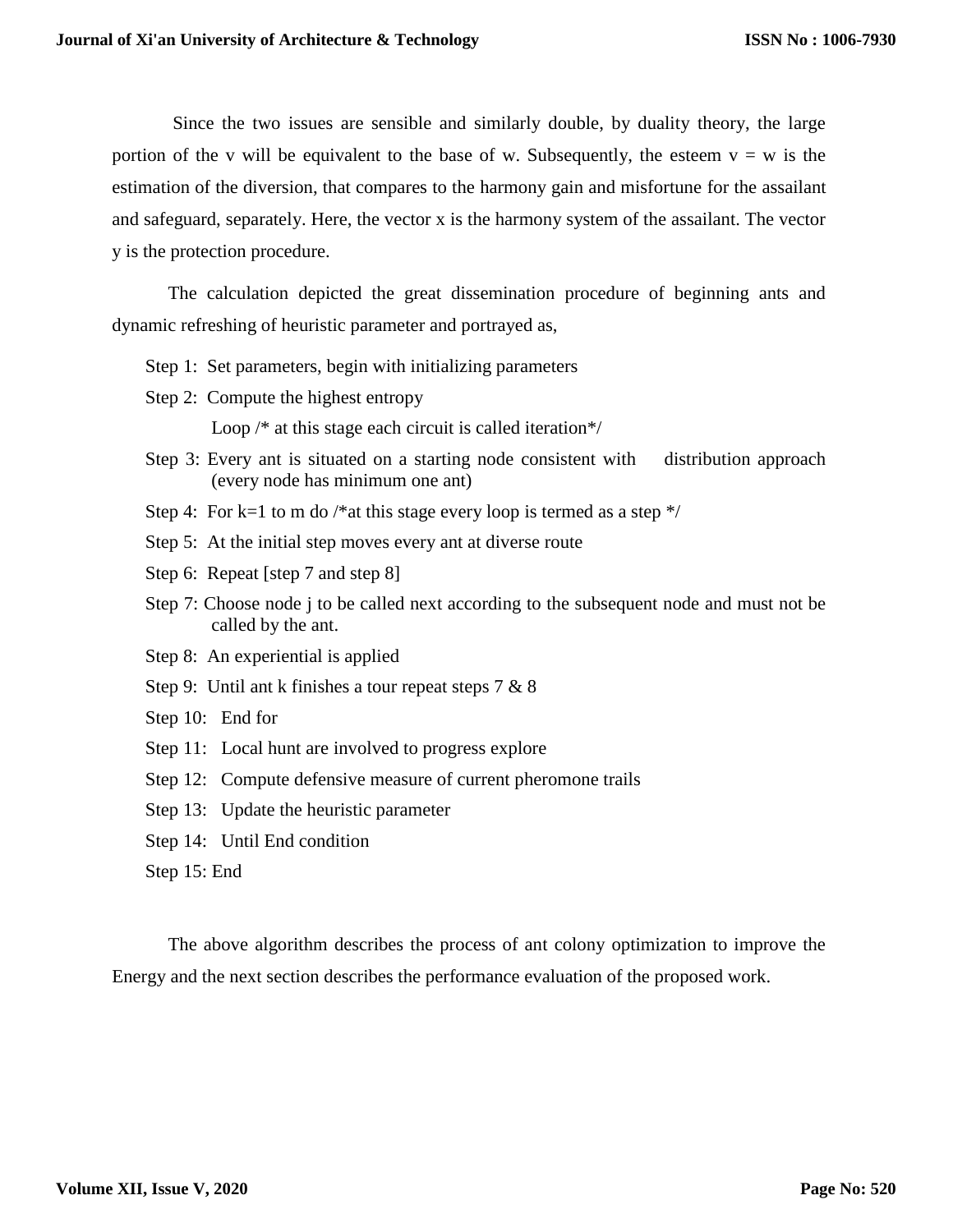Since the two issues are sensible and similarly double, by duality theory, the large portion of the v will be equivalent to the base of w. Subsequently, the esteem $v = w$ is the estimation of the diversion, that compares to the harmony gain and misfortune for the assailant and safeguard, separately. Here, the vector x is the harmony system of the assailant. The vector y is the protection procedure.

The calculation depicted the great dissemination procedure of beginning ants and dynamic refreshing of heuristic parameter and portrayed as,

Step 1: Set parameters, begin with initializing parameters

Step 2: Compute the highest entropy

Loop /* at this stage each circuit is called iteration*/

Step 3: Every ant is situated on a starting node consistent with distribution approach (every node has minimum one ant)

Step 4: For k=1 to m do /*at this stage every loop is termed as a step */

Step 5: At the initial step moves every ant at diverse route

Step 6: Repeat [step 7 and step 8]

Step 7: Choose node j to be called next according to the subsequent node and must not be called by the ant.

Step 8: An experiential is applied

Step 9: Until ant k finishes a tour repeat steps 7 & 8

Step 10: End for

Step 11: Local hunt are involved to progress explore

Step 12: Compute defensive measure of current pheromone trails

Step 13: Update the heuristic parameter

Step 14: Until End condition

Step 15: End

The above algorithm describes the process of ant colony optimization to improve the Energy and the next section describes the performance evaluation of the proposed work.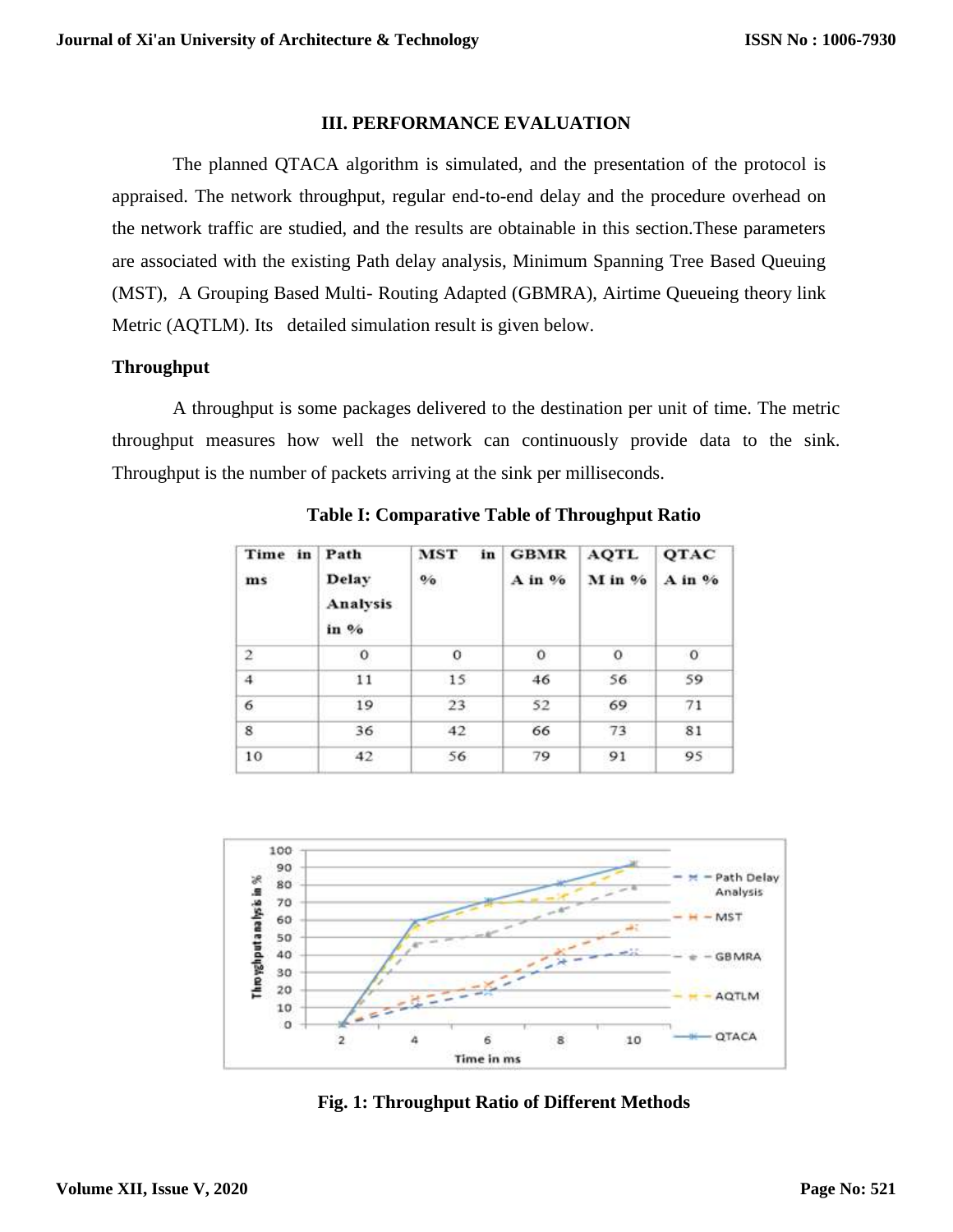### III. PERFORMANCE EVALUATION

The planned QTACA algorithm is simulated, and the presentation of the protocol is appraised. The network throughput, regular end-to-end delay and the procedure overhead on the network traffic are studied, and the results are obtainable in this section.These parameters are associated with the existing Path delay analysis, Minimum Spanning Tree Based Queuing (MST), A Grouping Based Multi- Routing Adapted (GBMRA), Airtime Queueing theory link Metric (AQTLM). Its detailed simulation result is given below.

**Throughput**

A throughput is some packages delivered to the destination per unit of time. The metric throughput measures how well the network can continuously provide data to the sink. Throughput is the number of packets arriving at the sink per milliseconds.

**Table I: Comparative Table of Throughput Ratio**

| Time in ms | Path Delay Analysis in % | MST in % | GBMRA in % | AQTLM in % | QTACA in % |
|---|---|---|---|---|---|
| 2 | 0 | 0 | 0 | 0 | 0 |
| 4 | 11 | 15 | 46 | 56 | 59 |
| 6 | 19 | 23 | 52 | 69 | 71 |
| 8 | 36 | 42 | 66 | 73 | 81 |
| 10 | 42 | 56 | 79 | 91 | 95 |

**Fig. 1: Throughput Ratio of Different Methods**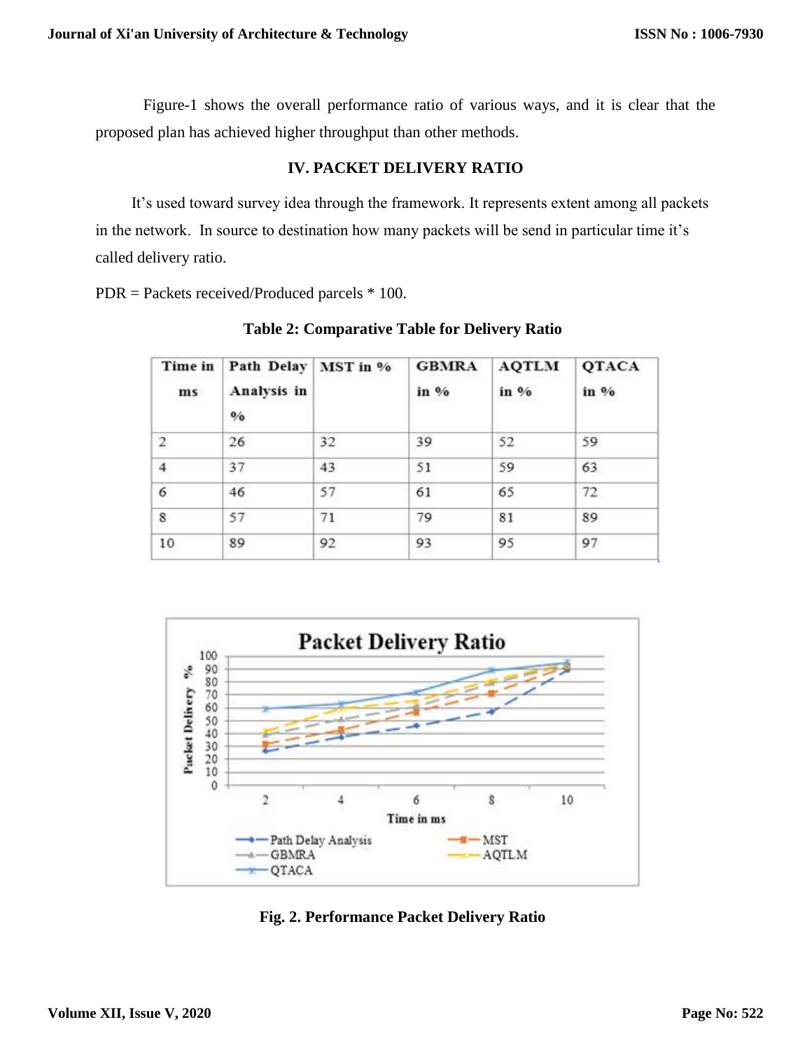Figure-1 shows the overall performance ratio of various ways, and it is clear that the proposed plan has achieved higher throughput than other methods.

## IV. PACKET DELIVERY RATIO

It's used toward survey idea through the framework. It represents extent among all packets in the network. In source to destination how many packets will be send in particular time it's called delivery ratio.

PDR = Packets received/Produced parcels * 100.

**Table 2: Comparative Table for Delivery Ratio**

| Time in ms | Path Delay Analysis in % | MST in % | GBMRA in % | AQTLM in % | QTACA in % |
|---|---|---|---|---|---|
| 2 | 26 | 32 | 39 | 52 | 59 |
| 4 | 37 | 43 | 51 | 59 | 63 |
| 6 | 46 | 57 | 61 | 65 | 72 |
| 8 | 57 | 71 | 79 | 81 | 89 |
| 10 | 89 | 92 | 93 | 95 | 97 |

**Fig. 2. Performance Packet Delivery Ratio**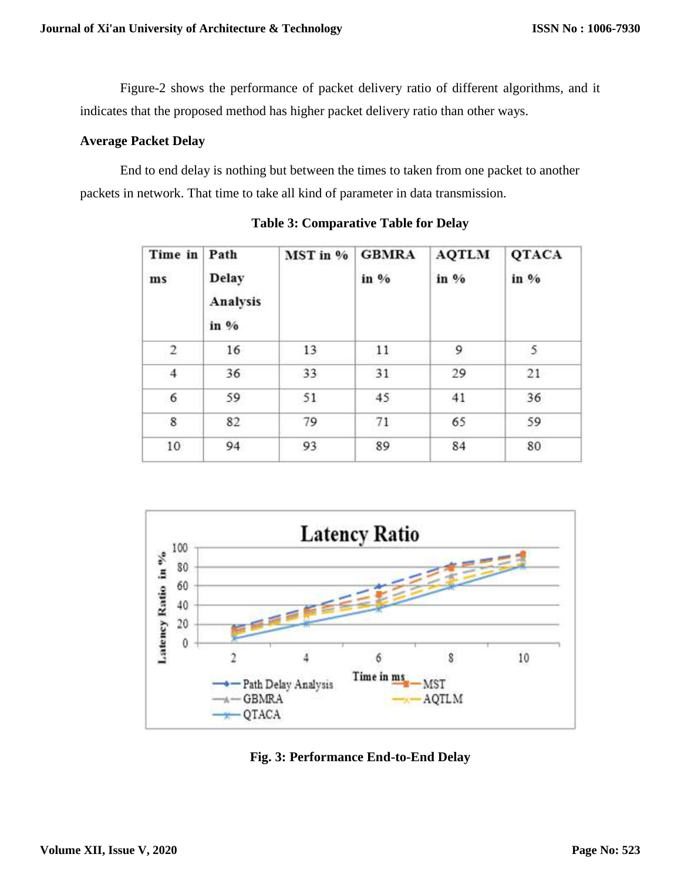Figure-2 shows the performance of packet delivery ratio of different algorithms, and it indicates that the proposed method has higher packet delivery ratio than other ways.

**Average Packet Delay**

End to end delay is nothing but between the times to taken from one packet to another packets in network. That time to take all kind of parameter in data transmission.

**Table 3: Comparative Table for Delay**

| Time in ms | Path Delay Analysis in % | MST in % | GBMRA in % | AQTLM in % | QTACA in % |
|---|---|---|---|---|---|
| 2 | 16 | 13 | 11 | 9 | 5 |
| 4 | 36 | 33 | 31 | 29 | 21 |
| 6 | 59 | 51 | 45 | 41 | 36 |
| 8 | 82 | 79 | 71 | 65 | 59 |
| 10 | 94 | 93 | 89 | 84 | 80 |

**Fig. 3: Performance End-to-End Delay**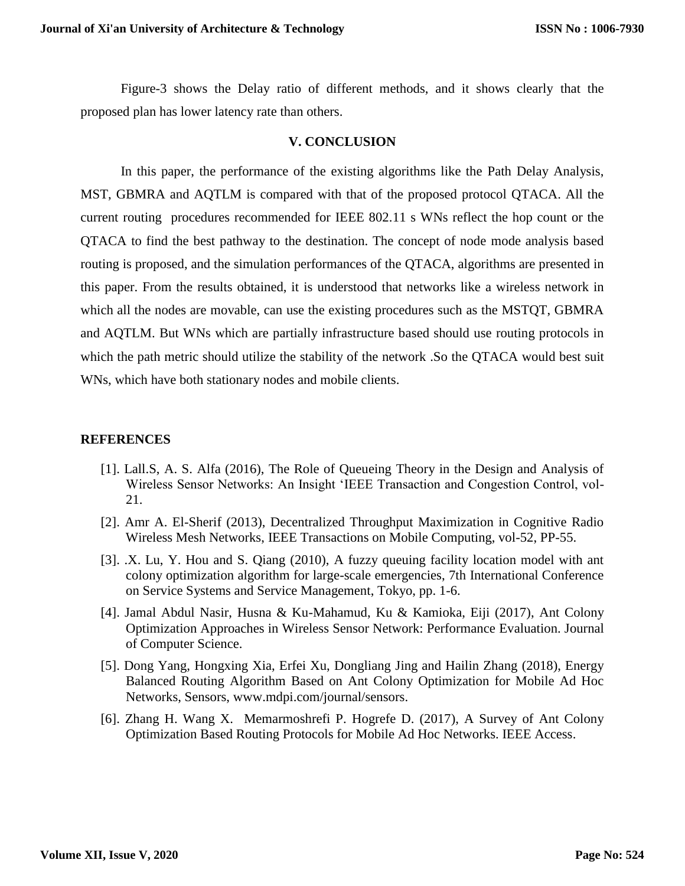Figure-3 shows the Delay ratio of different methods, and it shows clearly that the proposed plan has lower latency rate than others.

## V. CONCLUSION

In this paper, the performance of the existing algorithms like the Path Delay Analysis, MST, GBMRA and AQTLM is compared with that of the proposed protocol QTACA. All the current routing procedures recommended for IEEE 802.11 s WNs reflect the hop count or the QTACA to find the best pathway to the destination. The concept of node mode analysis based routing is proposed, and the simulation performances of the QTACA, algorithms are presented in this paper. From the results obtained, it is understood that networks like a wireless network in which all the nodes are movable, can use the existing procedures such as the MSTQT, GBMRA and AQTLM. But WNs which are partially infrastructure based should use routing protocols in which the path metric should utilize the stability of the network .So the QTACA would best suit WNs, which have both stationary nodes and mobile clients.

## REFERENCES

[1]. Lall.S, A. S. Alfa (2016), The Role of Queueing Theory in the Design and Analysis of Wireless Sensor Networks: An Insight 'IEEE Transaction and Congestion Control, vol-21.

[2]. Amr A. El-Sherif (2013), Decentralized Throughput Maximization in Cognitive Radio Wireless Mesh Networks, IEEE Transactions on Mobile Computing, vol-52, PP-55.

[3]. .X. Lu, Y. Hou and S. Qiang (2010), A fuzzy queuing facility location model with ant colony optimization algorithm for large-scale emergencies, 7th International Conference on Service Systems and Service Management, Tokyo, pp. 1-6.

[4]. Jamal Abdul Nasir, Husna & Ku-Mahamud, Ku & Kamioka, Eiji (2017), Ant Colony Optimization Approaches in Wireless Sensor Network: Performance Evaluation. Journal of Computer Science.

[5]. Dong Yang, Hongxing Xia, Erfei Xu, Dongliang Jing and Hailin Zhang (2018), Energy Balanced Routing Algorithm Based on Ant Colony Optimization for Mobile Ad Hoc Networks, Sensors, www.mdpi.com/journal/sensors.

[6]. Zhang H. Wang X. Memarmoshrefi P. Hogrefe D. (2017), A Survey of Ant Colony Optimization Based Routing Protocols for Mobile Ad Hoc Networks. IEEE Access.